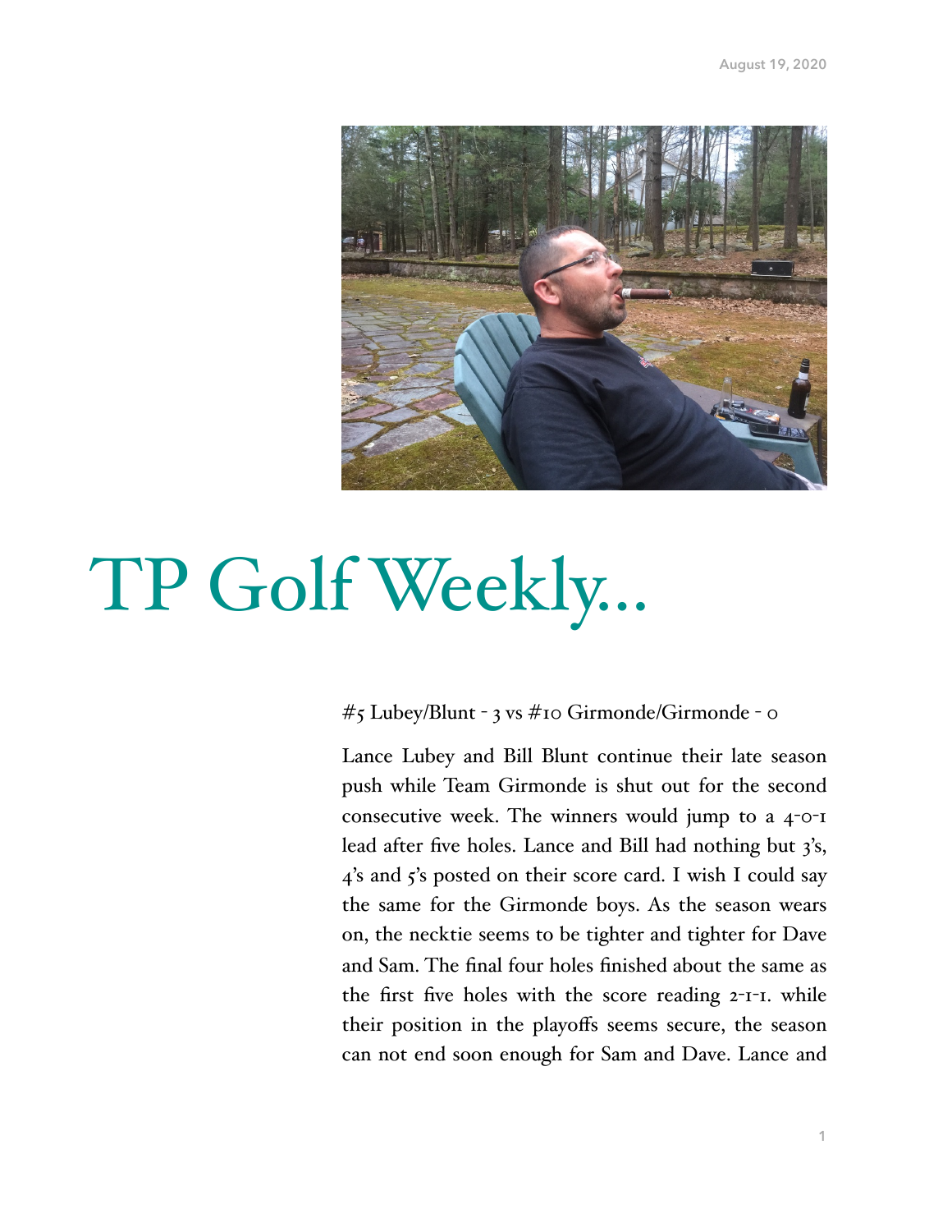August 19, 2020

# TP Golf Weekly...

#5 Lubey/Blunt - 3 vs #10 Girmonde/Girmonde - 0

Lance Lubey and Bill Blunt continue their late season push while Team Girmonde is shut out for the second consecutive week. The winners would jump to a 4-0-1 lead after five holes. Lance and Bill had nothing but 3's, 4's and 5's posted on their score card. I wish I could say the same for the Girmonde boys. As the season wears on, the necktie seems to be tighter and tighter for Dave and Sam. The final four holes finished about the same as the first five holes with the score reading 2-1-1. while their position in the playoffs seems secure, the season can not end soon enough for Sam and Dave. Lance and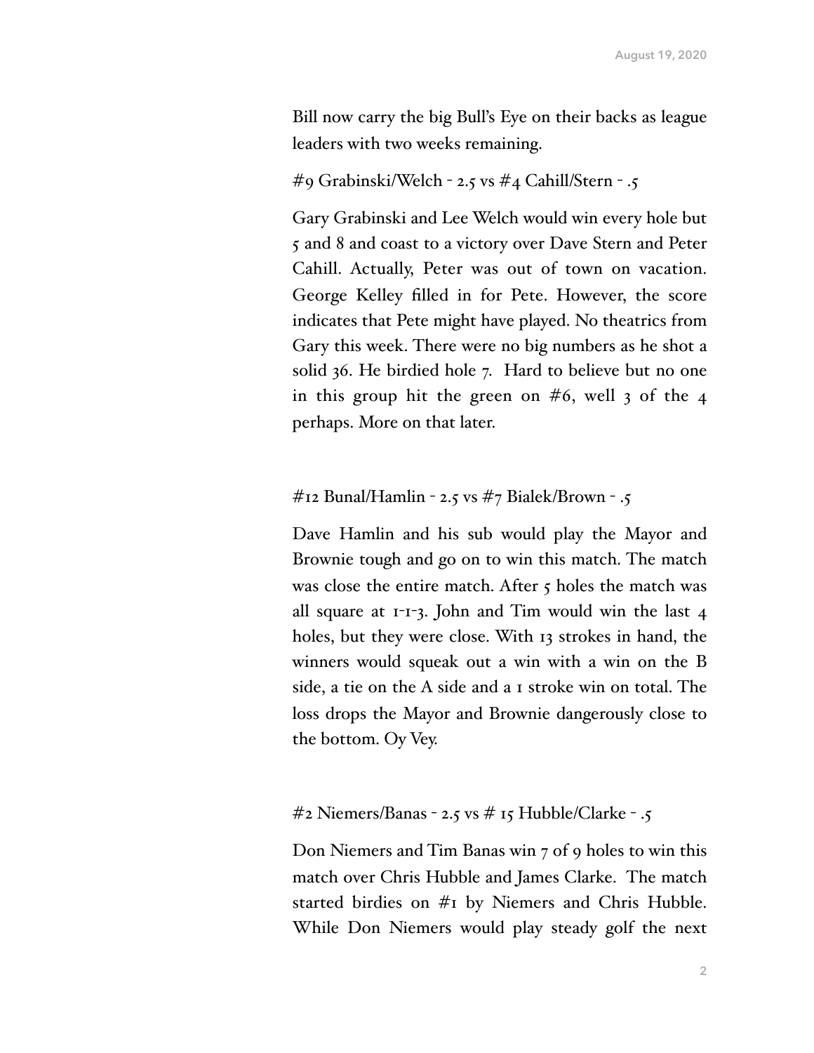Bill now carry the big Bull's Eye on their backs as league leaders with two weeks remaining.

#9 Grabinski/Welch - 2.5 vs #4 Cahill/Stern - .5

Gary Grabinski and Lee Welch would win every hole but 5 and 8 and coast to a victory over Dave Stern and Peter Cahill. Actually, Peter was out of town on vacation. George Kelley filled in for Pete. However, the score indicates that Pete might have played. No theatrics from Gary this week. There were no big numbers as he shot a solid 36. He birdied hole 7. Hard to believe but no one in this group hit the green on #6, well 3 of the 4 perhaps. More on that later.

#12 Bunal/Hamlin - 2.5 vs #7 Bialek/Brown - .5

Dave Hamlin and his sub would play the Mayor and Brownie tough and go on to win this match. The match was close the entire match. After 5 holes the match was all square at 1-1-3. John and Tim would win the last 4 holes, but they were close. With 13 strokes in hand, the winners would squeak out a win with a win on the B side, a tie on the A side and a 1 stroke win on total. The loss drops the Mayor and Brownie dangerously close to the bottom. Oy Vey.

#2 Niemers/Banas - 2.5 vs # 15 Hubble/Clarke - .5

Don Niemers and Tim Banas win 7 of 9 holes to win this match over Chris Hubble and James Clarke. The match started birdies on #1 by Niemers and Chris Hubble. While Don Niemers would play steady golf the next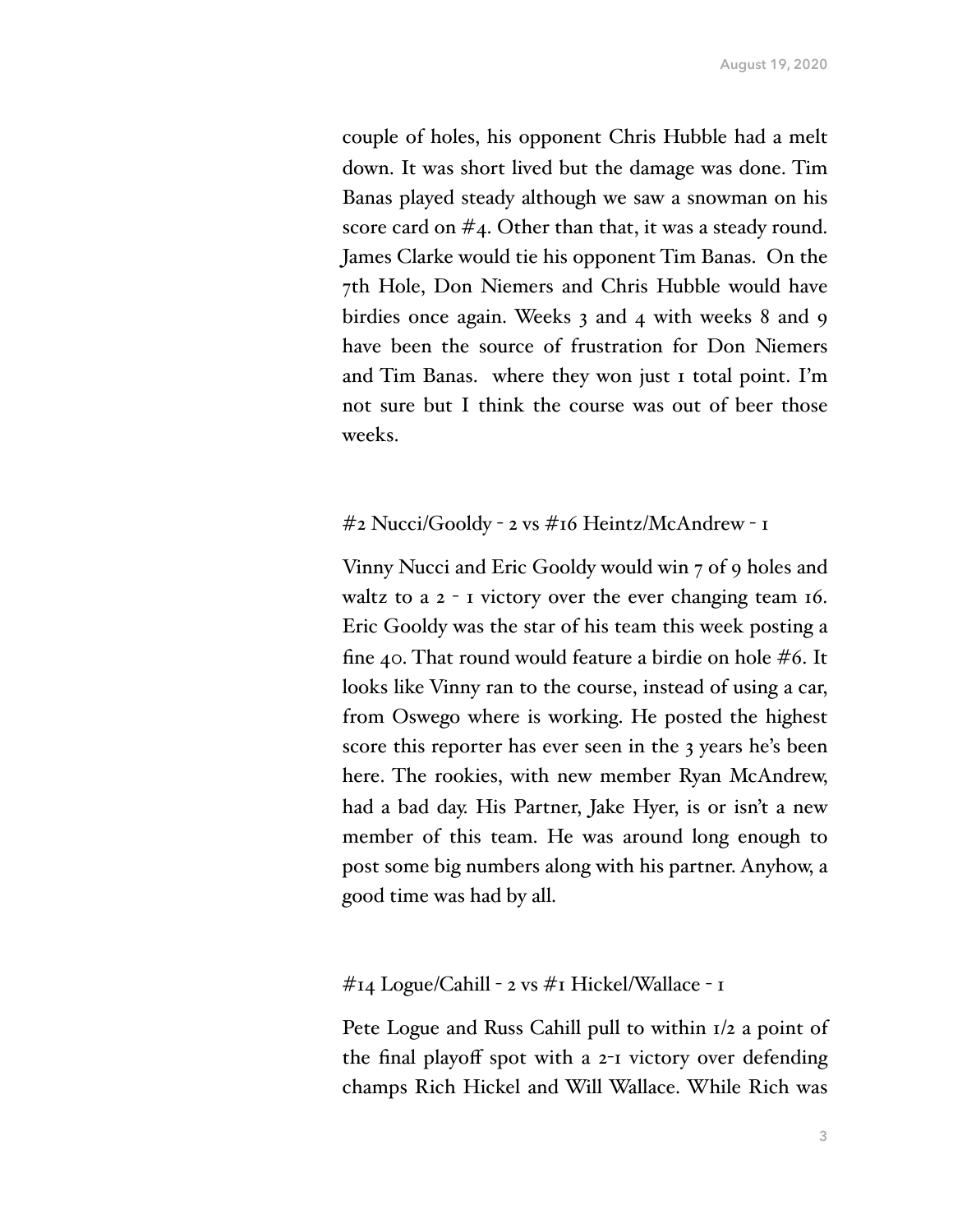couple of holes, his opponent Chris Hubble had a melt down. It was short lived but the damage was done. Tim Banas played steady although we saw a snowman on his score card on #4. Other than that, it was a steady round. James Clarke would tie his opponent Tim Banas.  On the 7th Hole, Don Niemers and Chris Hubble would have birdies once again. Weeks 3 and 4 with weeks 8 and 9 have been the source of frustration for Don Niemers and Tim Banas.  where they won just 1 total point. I'm not sure but I think the course was out of beer those weeks.

#2 Nucci/Gooldy - 2 vs #16 Heintz/McAndrew - 1

Vinny Nucci and Eric Gooldy would win 7 of 9 holes and waltz to a 2 - 1 victory over the ever changing team 16. Eric Gooldy was the star of his team this week posting a fine 40. That round would feature a birdie on hole #6. It looks like Vinny ran to the course, instead of using a car, from Oswego where is working. He posted the highest score this reporter has ever seen in the 3 years he's been here. The rookies, with new member Ryan McAndrew, had a bad day. His Partner, Jake Hyer, is or isn't a new member of this team. He was around long enough to post some big numbers along with his partner. Anyhow, a good time was had by all.

#14 Logue/Cahill - 2 vs #1 Hickel/Wallace - 1

Pete Logue and Russ Cahill pull to within 1/2 a point of the final playoff spot with a 2-1 victory over defending champs Rich Hickel and Will Wallace. While Rich was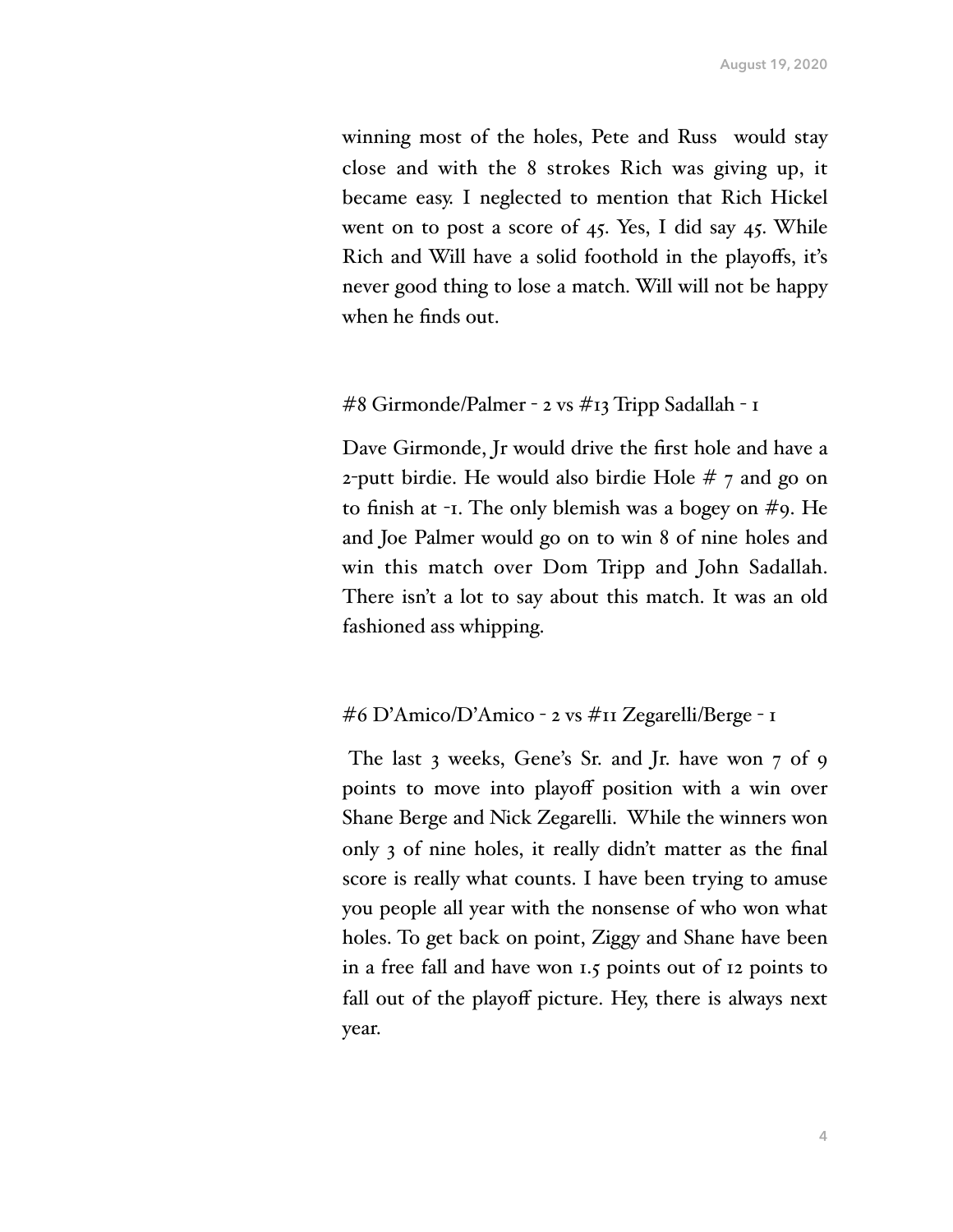winning most of the holes, Pete and Russ  would stay close and with the 8 strokes Rich was giving up, it became easy. I neglected to mention that Rich Hickel went on to post a score of 45. Yes, I did say 45. While Rich and Will have a solid foothold in the playoffs, it's never good thing to lose a match. Will will not be happy when he finds out.

#8 Girmonde/Palmer - 2 vs #13 Tripp Sadallah - 1

Dave Girmonde, Jr would drive the first hole and have a 2-putt birdie. He would also birdie Hole # 7 and go on to finish at -1. The only blemish was a bogey on #9. He and Joe Palmer would go on to win 8 of nine holes and win this match over Dom Tripp and John Sadallah. There isn't a lot to say about this match. It was an old fashioned ass whipping.

#6 D'Amico/D'Amico - 2 vs #11 Zegarelli/Berge - 1

The last 3 weeks, Gene's Sr. and Jr. have won 7 of 9 points to move into playoff position with a win over Shane Berge and Nick Zegarelli.  While the winners won only 3 of nine holes, it really didn't matter as the final score is really what counts. I have been trying to amuse you people all year with the nonsense of who won what holes. To get back on point, Ziggy and Shane have been in a free fall and have won 1.5 points out of 12 points to fall out of the playoff picture. Hey, there is always next year.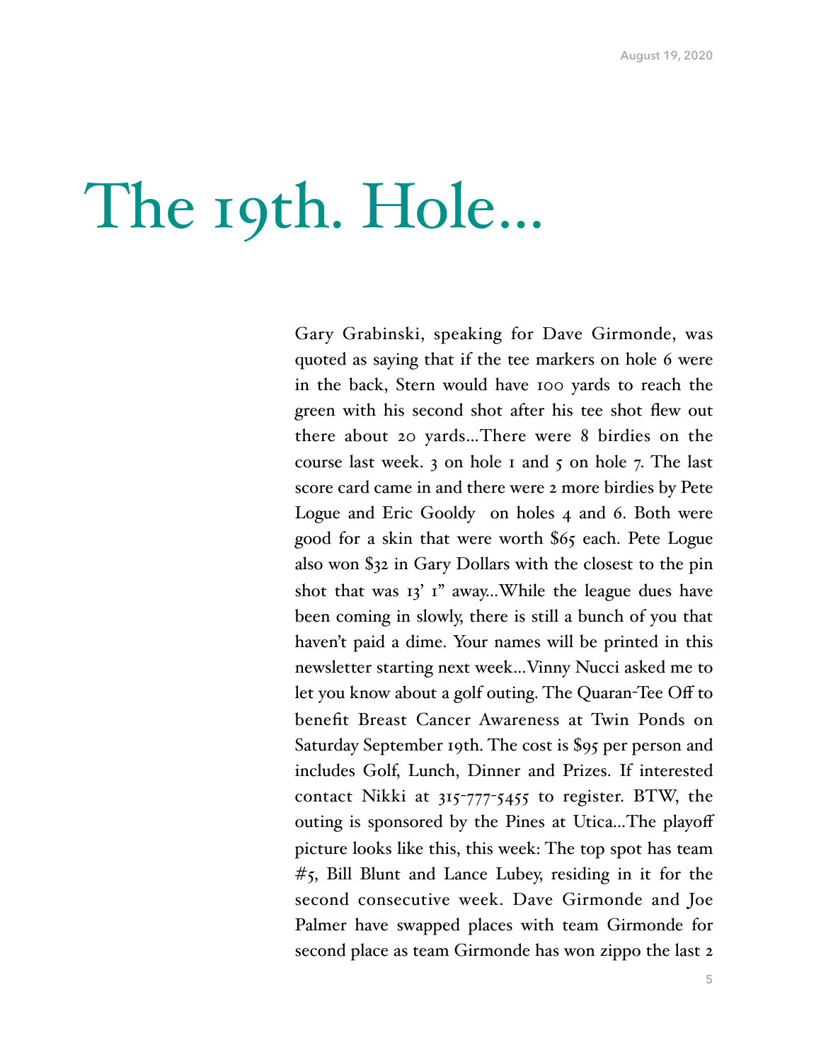# The 19th. Hole...

Gary Grabinski, speaking for Dave Girmonde, was quoted as saying that if the tee markers on hole 6 were in the back, Stern would have 100 yards to reach the green with his second shot after his tee shot flew out there about 20 yards…There were 8 birdies on the course last week. 3 on hole 1 and 5 on hole 7. The last score card came in and there were 2 more birdies by Pete Logue and Eric Gooldy  on holes 4 and 6. Both were good for a skin that were worth $65 each. Pete Logue also won $32 in Gary Dollars with the closest to the pin shot that was 13' 1" away…While the league dues have been coming in slowly, there is still a bunch of you that haven't paid a dime. Your names will be printed in this newsletter starting next week…Vinny Nucci asked me to let you know about a golf outing. The Quaran-Tee Off to benefit Breast Cancer Awareness at Twin Ponds on Saturday September 19th. The cost is $95 per person and includes Golf, Lunch, Dinner and Prizes. If interested contact Nikki at 315-777-5455 to register. BTW, the outing is sponsored by the Pines at Utica…The playoff picture looks like this, this week: The top spot has team #5, Bill Blunt and Lance Lubey, residing in it for the second consecutive week. Dave Girmonde and Joe Palmer have swapped places with team Girmonde for second place as team Girmonde has won zippo the last 2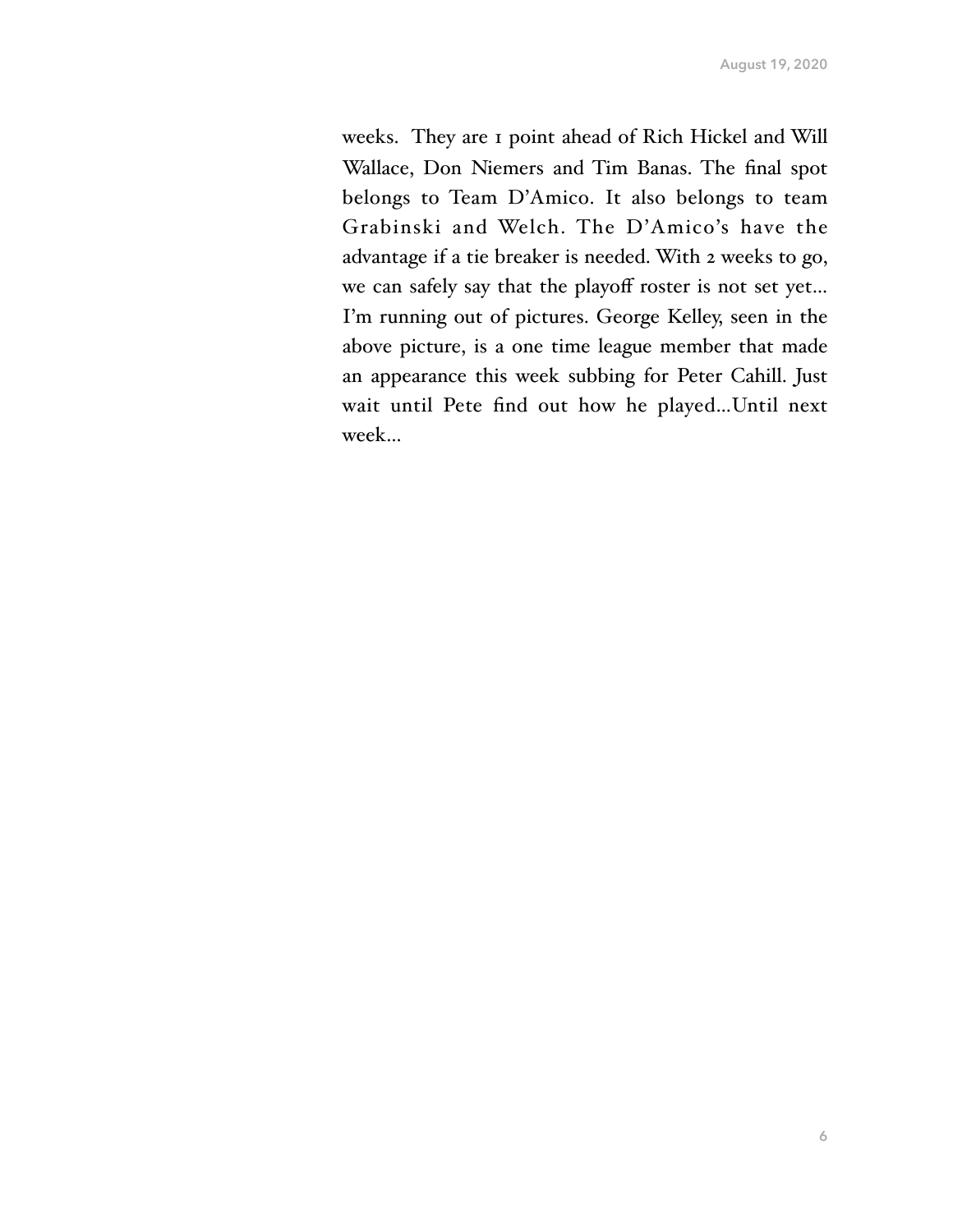weeks. They are 1 point ahead of Rich Hickel and Will Wallace, Don Niemers and Tim Banas. The final spot belongs to Team D'Amico. It also belongs to team Grabinski and Welch. The D'Amico's have the advantage if a tie breaker is needed. With 2 weeks to go, we can safely say that the playoff roster is not set yet… I'm running out of pictures. George Kelley, seen in the above picture, is a one time league member that made an appearance this week subbing for Peter Cahill. Just wait until Pete find out how he played…Until next week…